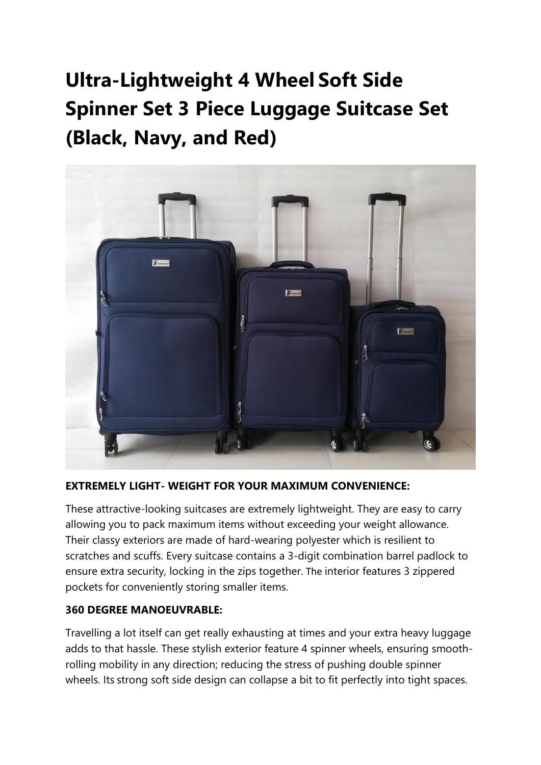# Ultra-Lightweight 4 Wheel Soft Side Spinner Set 3 Piece Luggage Suitcase Set (Black, Navy, and Red)

**EXTREMELY LIGHT- WEIGHT FOR YOUR MAXIMUM CONVENIENCE:**

These attractive-looking suitcases are extremely lightweight. They are easy to carry allowing you to pack maximum items without exceeding your weight allowance. Their classy exteriors are made of hard-wearing polyester which is resilient to scratches and scuffs. Every suitcase contains a 3-digit combination barrel padlock to ensure extra security, locking in the zips together. The interior features 3 zippered pockets for conveniently storing smaller items.

**360 DEGREE MANOEUVRABLE:**

Travelling a lot itself can get really exhausting at times and your extra heavy luggage adds to that hassle. These stylish exterior feature 4 spinner wheels, ensuring smooth-rolling mobility in any direction; reducing the stress of pushing double spinner wheels. Its strong soft side design can collapse a bit to fit perfectly into tight spaces.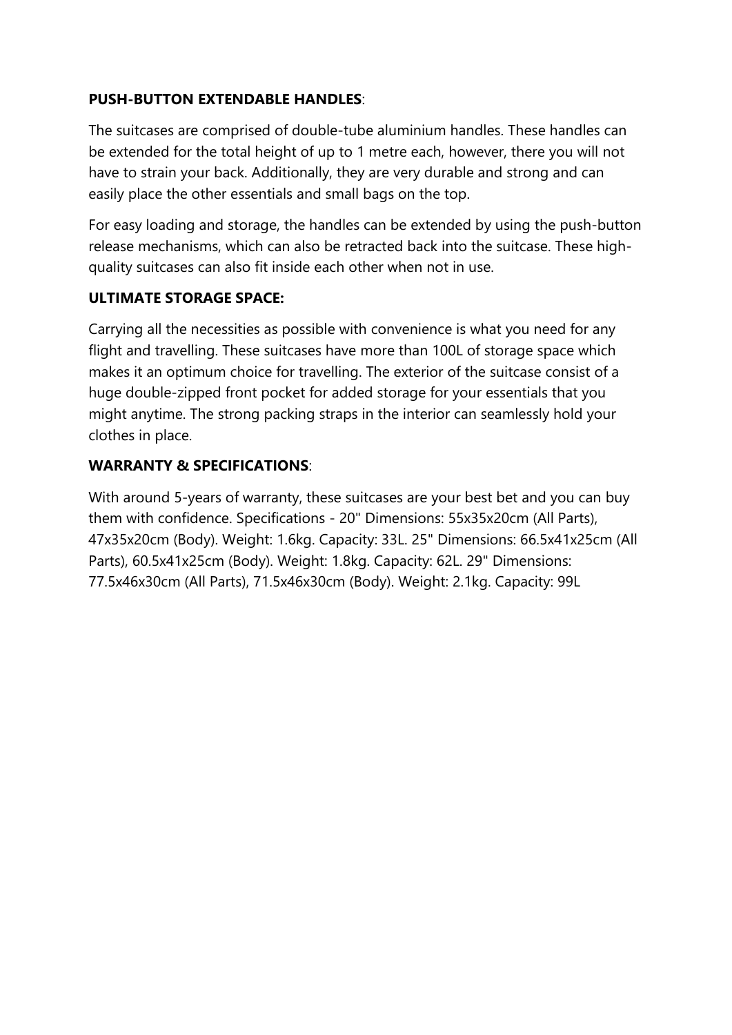**PUSH-BUTTON EXTENDABLE HANDLES**:

The suitcases are comprised of double-tube aluminium handles. These handles can be extended for the total height of up to 1 metre each, however, there you will not have to strain your back. Additionally, they are very durable and strong and can easily place the other essentials and small bags on the top.

For easy loading and storage, the handles can be extended by using the push-button release mechanisms, which can also be retracted back into the suitcase. These high-quality suitcases can also fit inside each other when not in use.

**ULTIMATE STORAGE SPACE:**

Carrying all the necessities as possible with convenience is what you need for any flight and travelling. These suitcases have more than 100L of storage space which makes it an optimum choice for travelling. The exterior of the suitcase consist of a huge double-zipped front pocket for added storage for your essentials that you might anytime. The strong packing straps in the interior can seamlessly hold your clothes in place.

**WARRANTY & SPECIFICATIONS**:

With around 5-years of warranty, these suitcases are your best bet and you can buy them with confidence. Specifications - 20" Dimensions: 55x35x20cm (All Parts), 47x35x20cm (Body). Weight: 1.6kg. Capacity: 33L. 25" Dimensions: 66.5x41x25cm (All Parts), 60.5x41x25cm (Body). Weight: 1.8kg. Capacity: 62L. 29" Dimensions: 77.5x46x30cm (All Parts), 71.5x46x30cm (Body). Weight: 2.1kg. Capacity: 99L